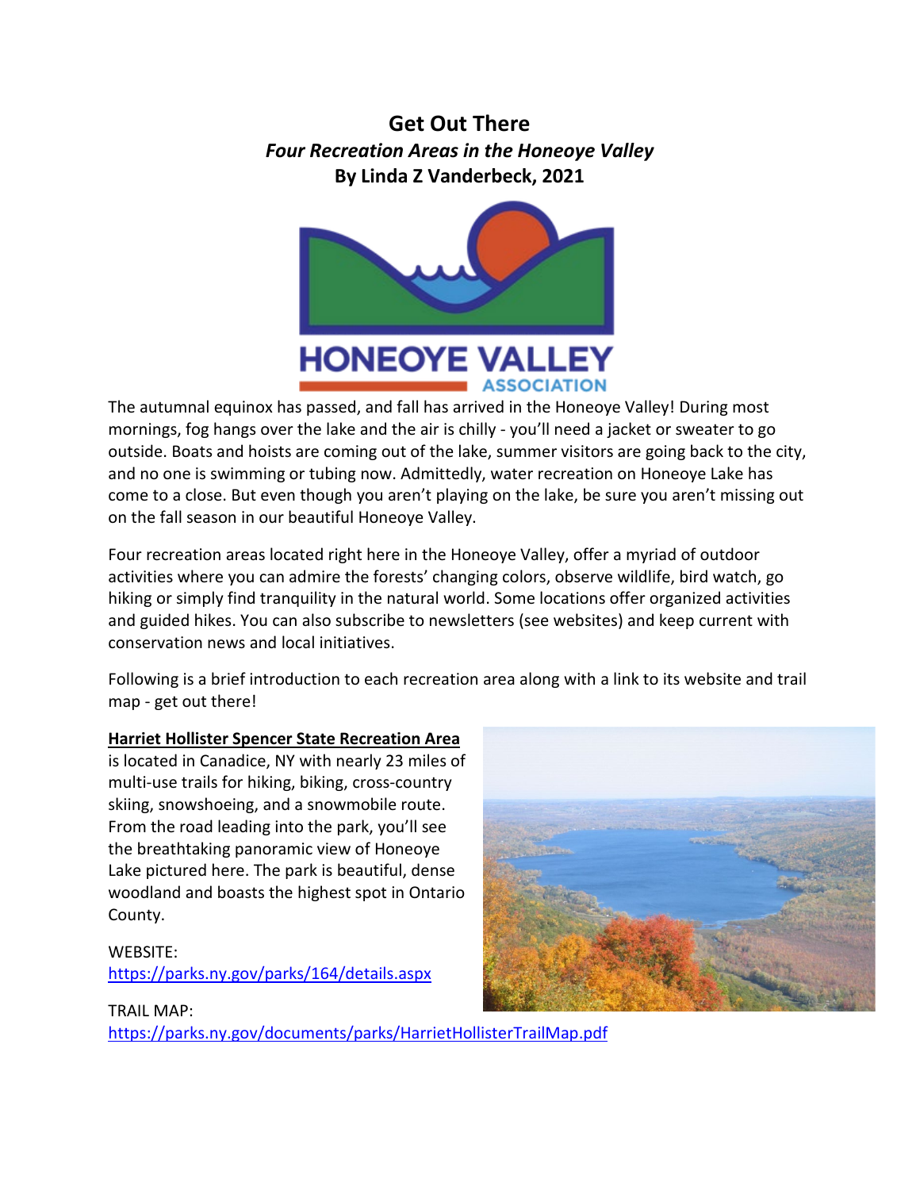# Get Out There

## *Four Recreation Areas in the Honeoye Valley*

**By Linda Z Vanderbeck, 2021**

The autumnal equinox has passed, and fall has arrived in the Honeoye Valley! During most mornings, fog hangs over the lake and the air is chilly - you'll need a jacket or sweater to go outside. Boats and hoists are coming out of the lake, summer visitors are going back to the city, and no one is swimming or tubing now. Admittedly, water recreation on Honeoye Lake has come to a close. But even though you aren't playing on the lake, be sure you aren't missing out on the fall season in our beautiful Honeoye Valley.

Four recreation areas located right here in the Honeoye Valley, offer a myriad of outdoor activities where you can admire the forests' changing colors, observe wildlife, bird watch, go hiking or simply find tranquility in the natural world. Some locations offer organized activities and guided hikes. You can also subscribe to newsletters (see websites) and keep current with conservation news and local initiatives.

Following is a brief introduction to each recreation area along with a link to its website and trail map - get out there!

**Harriet Hollister Spencer State Recreation Area** is located in Canadice, NY with nearly 23 miles of multi-use trails for hiking, biking, cross-country skiing, snowshoeing, and a snowmobile route. From the road leading into the park, you'll see the breathtaking panoramic view of Honeoye Lake pictured here. The park is beautiful, dense woodland and boasts the highest spot in Ontario County.

WEBSITE:
https://parks.ny.gov/parks/164/details.aspx

TRAIL MAP:
https://parks.ny.gov/documents/parks/HarrietHollisterTrailMap.pdf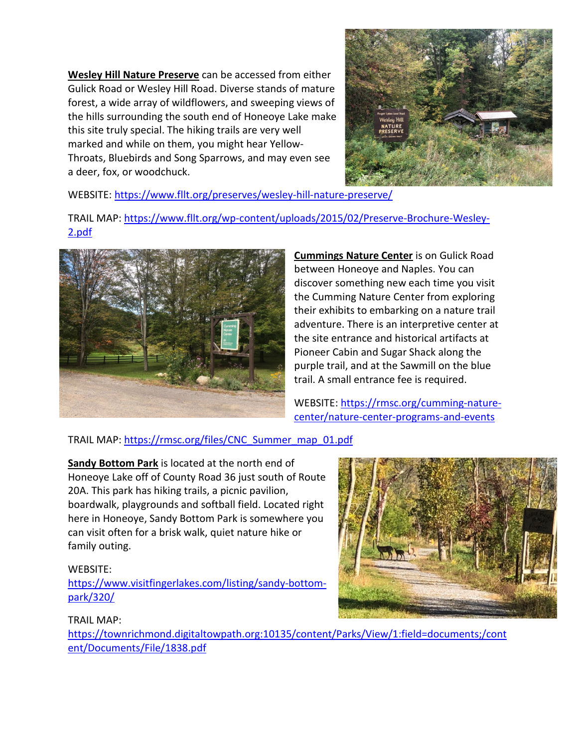**Wesley Hill Nature Preserve** can be accessed from either Gulick Road or Wesley Hill Road. Diverse stands of mature forest, a wide array of wildflowers, and sweeping views of the hills surrounding the south end of Honeoye Lake make this site truly special. The hiking trails are very well marked and while on them, you might hear Yellow-Throats, Bluebirds and Song Sparrows, and may even see a deer, fox, or woodchuck.

WEBSITE: https://www.fllt.org/preserves/wesley-hill-nature-preserve/

TRAIL MAP: https://www.fllt.org/wp-content/uploads/2015/02/Preserve-Brochure-Wesley-2.pdf

**Cummings Nature Center** is on Gulick Road between Honeoye and Naples. You can discover something new each time you visit the Cumming Nature Center from exploring their exhibits to embarking on a nature trail adventure. There is an interpretive center at the site entrance and historical artifacts at Pioneer Cabin and Sugar Shack along the purple trail, and at the Sawmill on the blue trail. A small entrance fee is required.

WEBSITE: https://rmsc.org/cumming-nature-center/nature-center-programs-and-events

TRAIL MAP: https://rmsc.org/files/CNC_Summer_map_01.pdf

**Sandy Bottom Park** is located at the north end of Honeoye Lake off of County Road 36 just south of Route 20A. This park has hiking trails, a picnic pavilion, boardwalk, playgrounds and softball field. Located right here in Honeoye, Sandy Bottom Park is somewhere you can visit often for a brisk walk, quiet nature hike or family outing.

WEBSITE: https://www.visitfingerlakes.com/listing/sandy-bottom-park/320/

TRAIL MAP: https://townrichmond.digitaltowpath.org:10135/content/Parks/View/1:field=documents;/content/Documents/File/1838.pdf